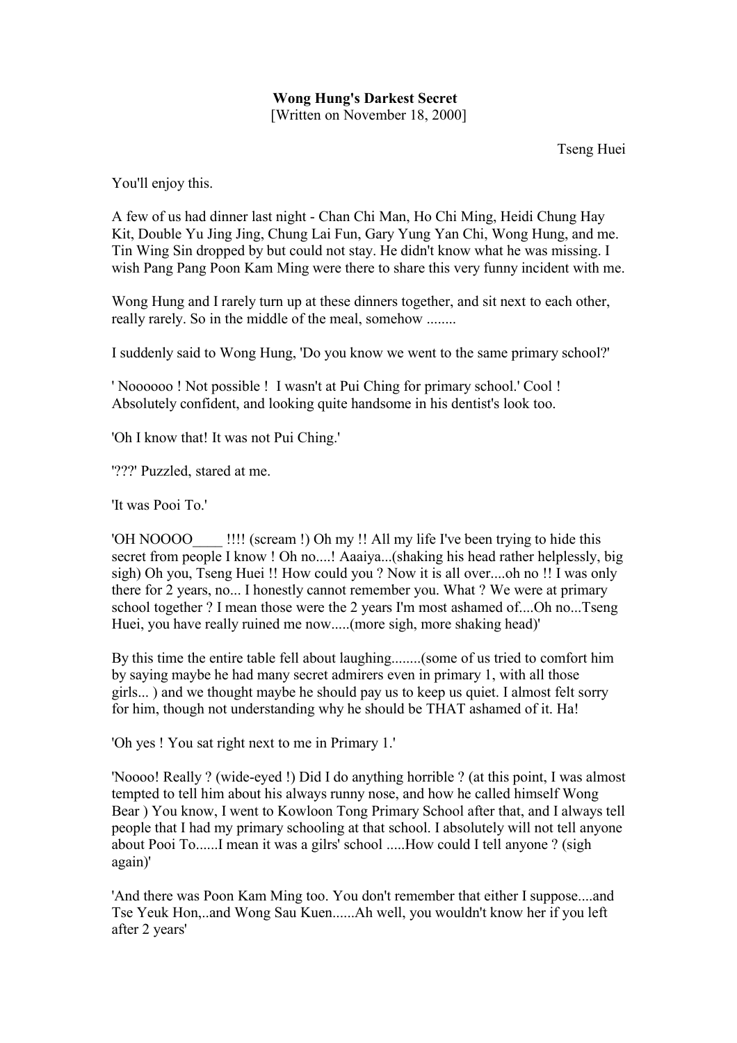**Wong Hung's Darkest Secret**
[Written on November 18, 2000]

Tseng Huei

You'll enjoy this.

A few of us had dinner last night - Chan Chi Man, Ho Chi Ming, Heidi Chung Hay Kit, Double Yu Jing Jing, Chung Lai Fun, Gary Yung Yan Chi, Wong Hung, and me. Tin Wing Sin dropped by but could not stay. He didn't know what he was missing. I wish Pang Pang Poon Kam Ming were there to share this very funny incident with me.

Wong Hung and I rarely turn up at these dinners together, and sit next to each other, really rarely. So in the middle of the meal, somehow ........

I suddenly said to Wong Hung, 'Do you know we went to the same primary school?'

' Noooooo ! Not possible ! I wasn't at Pui Ching for primary school.' Cool ! Absolutely confident, and looking quite handsome in his dentist's look too.

'Oh I know that! It was not Pui Ching.'

'???' Puzzled, stared at me.

'It was Pooi To.'

'OH NOOOO____ !!!! (scream !) Oh my !! All my life I've been trying to hide this secret from people I know ! Oh no....! Aaaiya...(shaking his head rather helplessly, big sigh) Oh you, Tseng Huei !! How could you ? Now it is all over....oh no !! I was only there for 2 years, no... I honestly cannot remember you. What ? We were at primary school together ? I mean those were the 2 years I'm most ashamed of....Oh no...Tseng Huei, you have really ruined me now.....(more sigh, more shaking head)'

By this time the entire table fell about laughing........(some of us tried to comfort him by saying maybe he had many secret admirers even in primary 1, with all those girls... ) and we thought maybe he should pay us to keep us quiet. I almost felt sorry for him, though not understanding why he should be THAT ashamed of it. Ha!

'Oh yes ! You sat right next to me in Primary 1.'

'Noooo! Really ? (wide-eyed !) Did I do anything horrible ? (at this point, I was almost tempted to tell him about his always runny nose, and how he called himself Wong Bear ) You know, I went to Kowloon Tong Primary School after that, and I always tell people that I had my primary schooling at that school. I absolutely will not tell anyone about Pooi To......I mean it was a gilrs' school .....How could I tell anyone ? (sigh again)'

'And there was Poon Kam Ming too. You don't remember that either I suppose....and Tse Yeuk Hon,..and Wong Sau Kuen......Ah well, you wouldn't know her if you left after 2 years'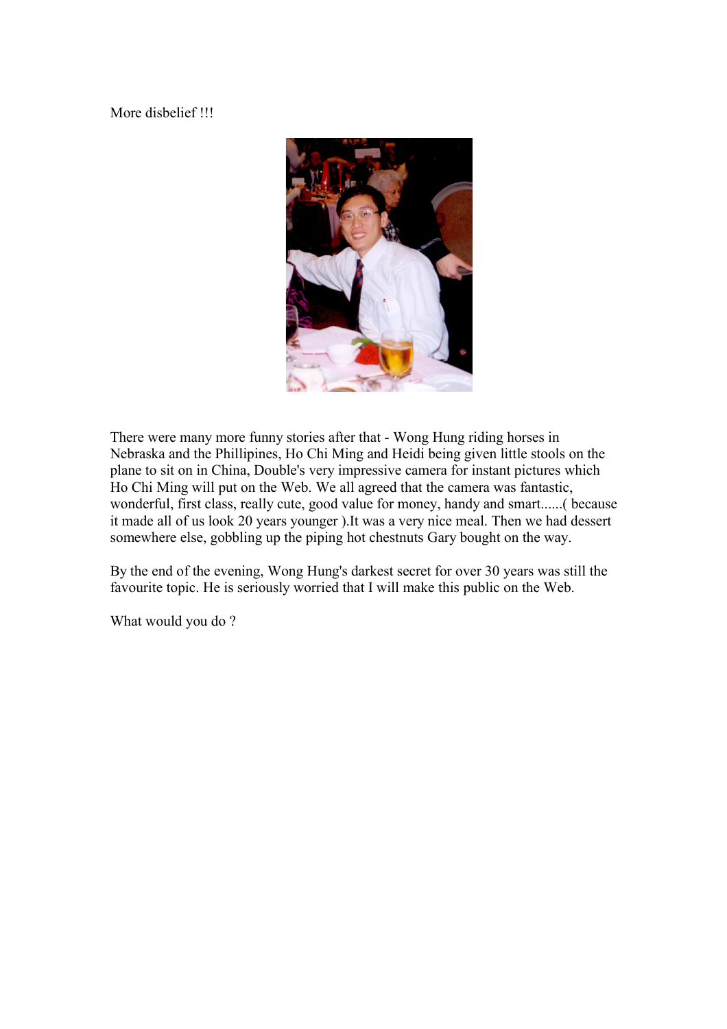More disbelief !!!

There were many more funny stories after that - Wong Hung riding horses in Nebraska and the Phillipines, Ho Chi Ming and Heidi being given little stools on the plane to sit on in China, Double's very impressive camera for instant pictures which Ho Chi Ming will put on the Web. We all agreed that the camera was fantastic, wonderful, first class, really cute, good value for money, handy and smart......( because it made all of us look 20 years younger ).It was a very nice meal. Then we had dessert somewhere else, gobbling up the piping hot chestnuts Gary bought on the way.

By the end of the evening, Wong Hung's darkest secret for over 30 years was still the favourite topic. He is seriously worried that I will make this public on the Web.

What would you do ?